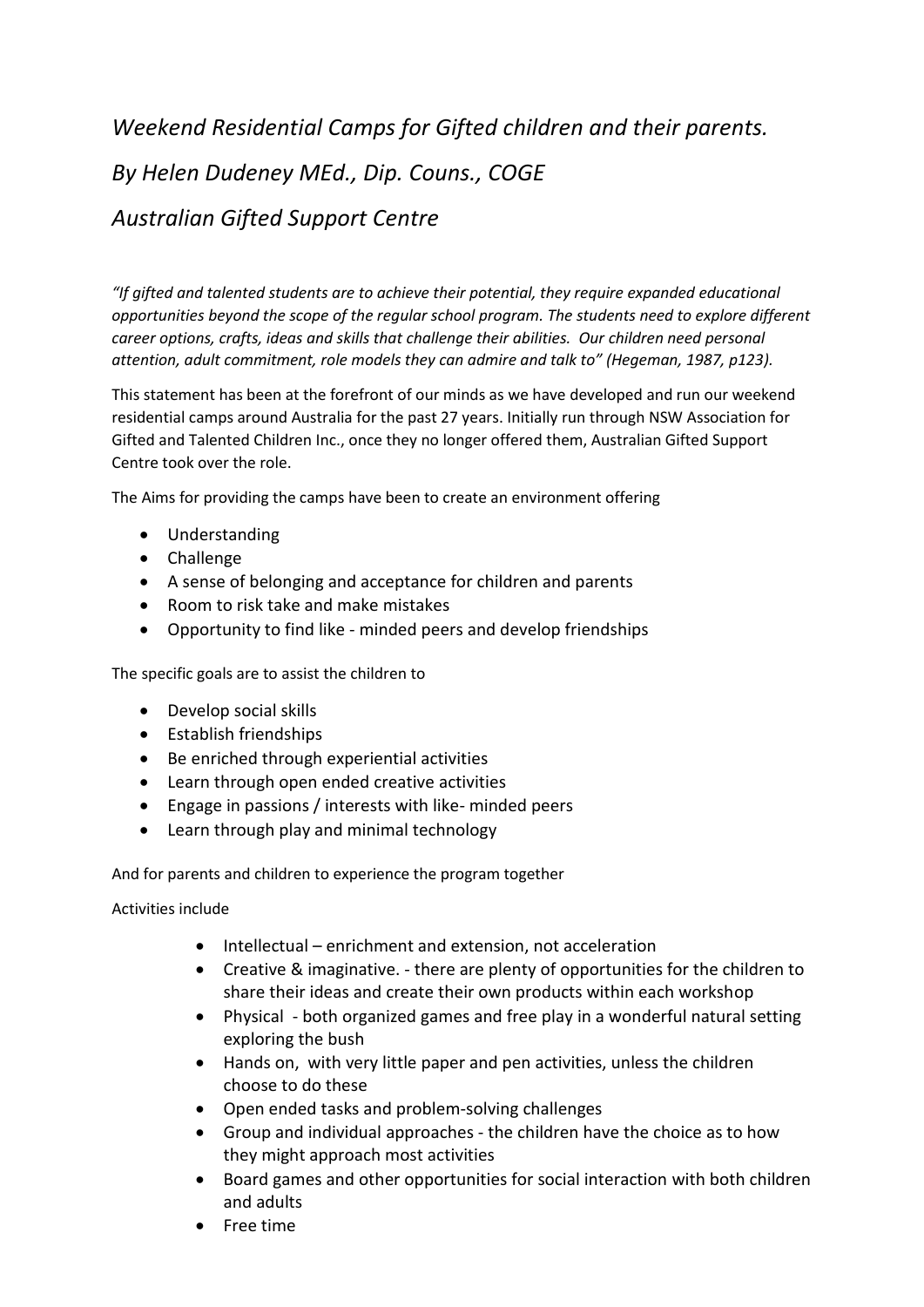# *Weekend Residential Camps for Gifted children and their parents.*

## *By Helen Dudeney MEd., Dip. Couns., COGE*

## *Australian Gifted Support Centre*

*"If gifted and talented students are to achieve their potential, they require expanded educational opportunities beyond the scope of the regular school program. The students need to explore different career options, crafts, ideas and skills that challenge their abilities. Our children need personal attention, adult commitment, role models they can admire and talk to" (Hegeman, 1987, p123).*

This statement has been at the forefront of our minds as we have developed and run our weekend residential camps around Australia for the past 27 years. Initially run through NSW Association for Gifted and Talented Children Inc., once they no longer offered them, Australian Gifted Support Centre took over the role.

The Aims for providing the camps have been to create an environment offering

- Understanding
- Challenge
- A sense of belonging and acceptance for children and parents
- Room to risk take and make mistakes
- Opportunity to find like - minded peers and develop friendships

The specific goals are to assist the children to

- Develop social skills
- Establish friendships
- Be enriched through experiential activities
- Learn through open ended creative activities
- Engage in passions / interests with like- minded peers
- Learn through play and minimal technology

And for parents and children to experience the program together

Activities include

- Intellectual – enrichment and extension, not acceleration
- Creative & imaginative. - there are plenty of opportunities for the children to share their ideas and create their own products within each workshop
- Physical - both organized games and free play in a wonderful natural setting exploring the bush
- Hands on, with very little paper and pen activities, unless the children choose to do these
- Open ended tasks and problem-solving challenges
- Group and individual approaches - the children have the choice as to how they might approach most activities
- Board games and other opportunities for social interaction with both children and adults
- Free time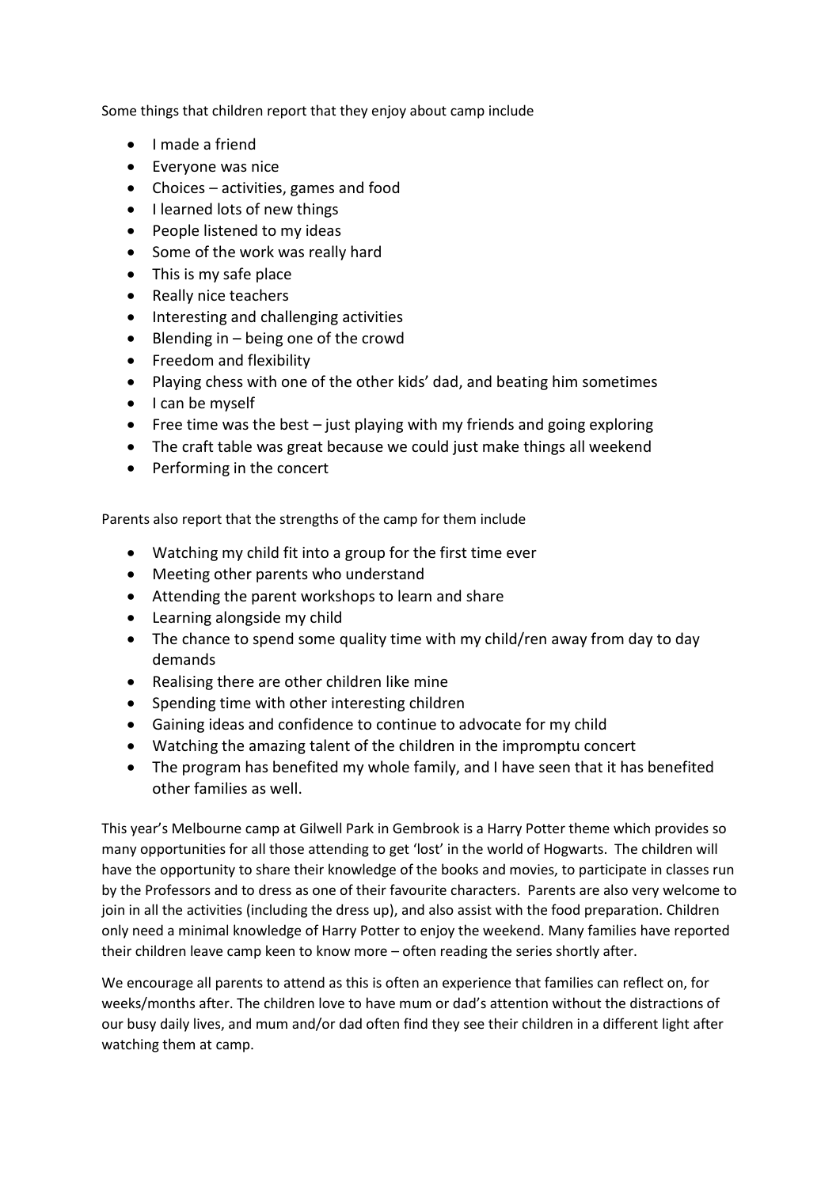Some things that children report that they enjoy about camp include

- I made a friend
- Everyone was nice
- Choices – activities, games and food
- I learned lots of new things
- People listened to my ideas
- Some of the work was really hard
- This is my safe place
- Really nice teachers
- Interesting and challenging activities
- Blending in – being one of the crowd
- Freedom and flexibility
- Playing chess with one of the other kids' dad, and beating him sometimes
- I can be myself
- Free time was the best – just playing with my friends and going exploring
- The craft table was great because we could just make things all weekend
- Performing in the concert

Parents also report that the strengths of the camp for them include

- Watching my child fit into a group for the first time ever
- Meeting other parents who understand
- Attending the parent workshops to learn and share
- Learning alongside my child
- The chance to spend some quality time with my child/ren away from day to day demands
- Realising there are other children like mine
- Spending time with other interesting children
- Gaining ideas and confidence to continue to advocate for my child
- Watching the amazing talent of the children in the impromptu concert
- The program has benefited my whole family, and I have seen that it has benefited other families as well.

This year's Melbourne camp at Gilwell Park in Gembrook is a Harry Potter theme which provides so many opportunities for all those attending to get 'lost' in the world of Hogwarts. The children will have the opportunity to share their knowledge of the books and movies, to participate in classes run by the Professors and to dress as one of their favourite characters. Parents are also very welcome to join in all the activities (including the dress up), and also assist with the food preparation. Children only need a minimal knowledge of Harry Potter to enjoy the weekend. Many families have reported their children leave camp keen to know more – often reading the series shortly after.

We encourage all parents to attend as this is often an experience that families can reflect on, for weeks/months after. The children love to have mum or dad's attention without the distractions of our busy daily lives, and mum and/or dad often find they see their children in a different light after watching them at camp.